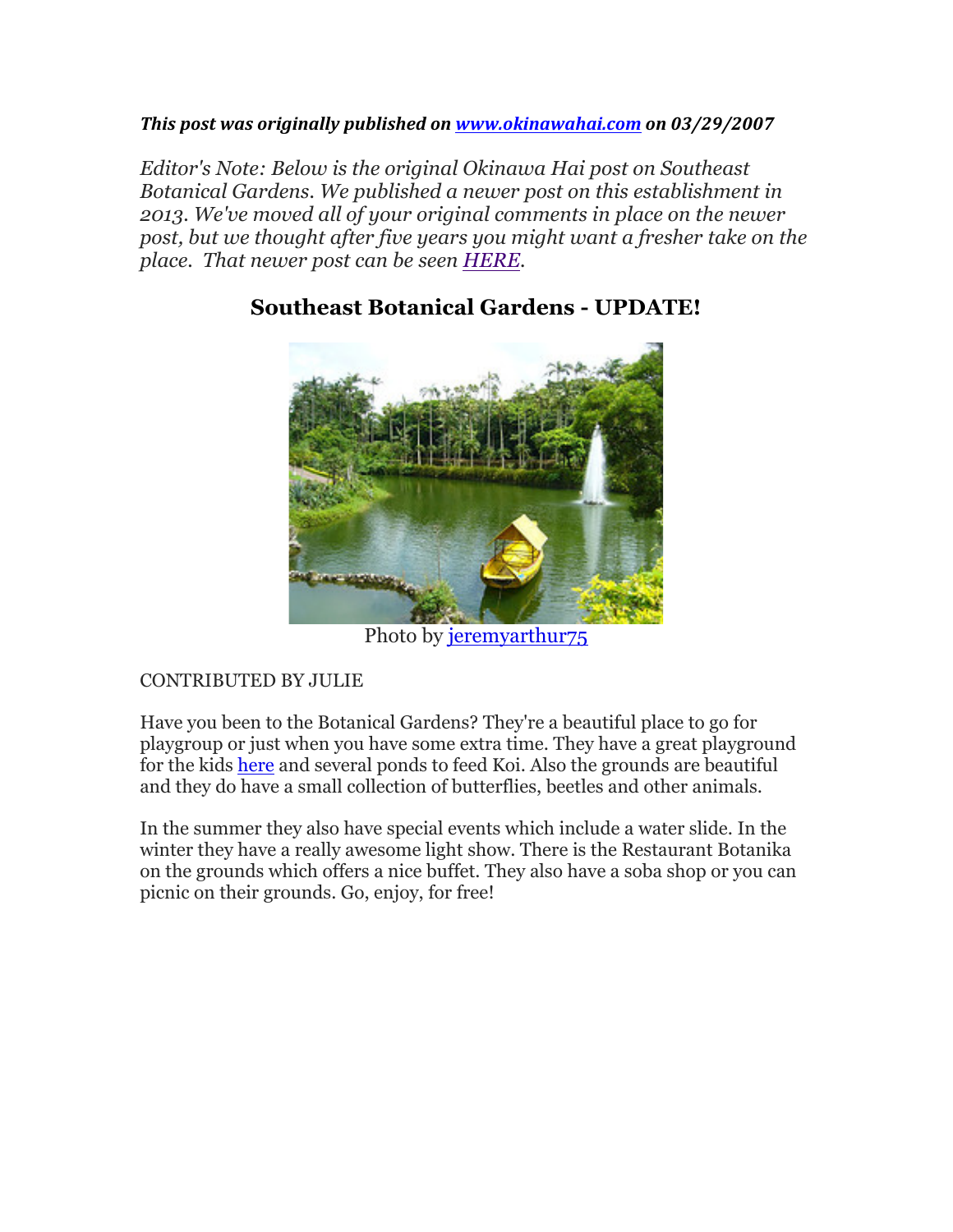***This post was originally published on [www.okinawahai.com](www.okinawahai.com) on 03/29/2007***

*Editor's Note: Below is the original Okinawa Hai post on Southeast Botanical Gardens. We published a newer post on this establishment in 2013. We've moved all of your original comments in place on the newer post, but we thought after five years you might want a fresher take on the place. That newer post can be seen HERE.*

## Southeast Botanical Gardens - UPDATE!

Photo by jeremyarthur75

CONTRIBUTED BY JULIE

Have you been to the Botanical Gardens? They're a beautiful place to go for playgroup or just when you have some extra time. They have a great playground for the kids here and several ponds to feed Koi. Also the grounds are beautiful and they do have a small collection of butterflies, beetles and other animals.

In the summer they also have special events which include a water slide. In the winter they have a really awesome light show. There is the Restaurant Botanika on the grounds which offers a nice buffet. They also have a soba shop or you can picnic on their grounds. Go, enjoy, for free!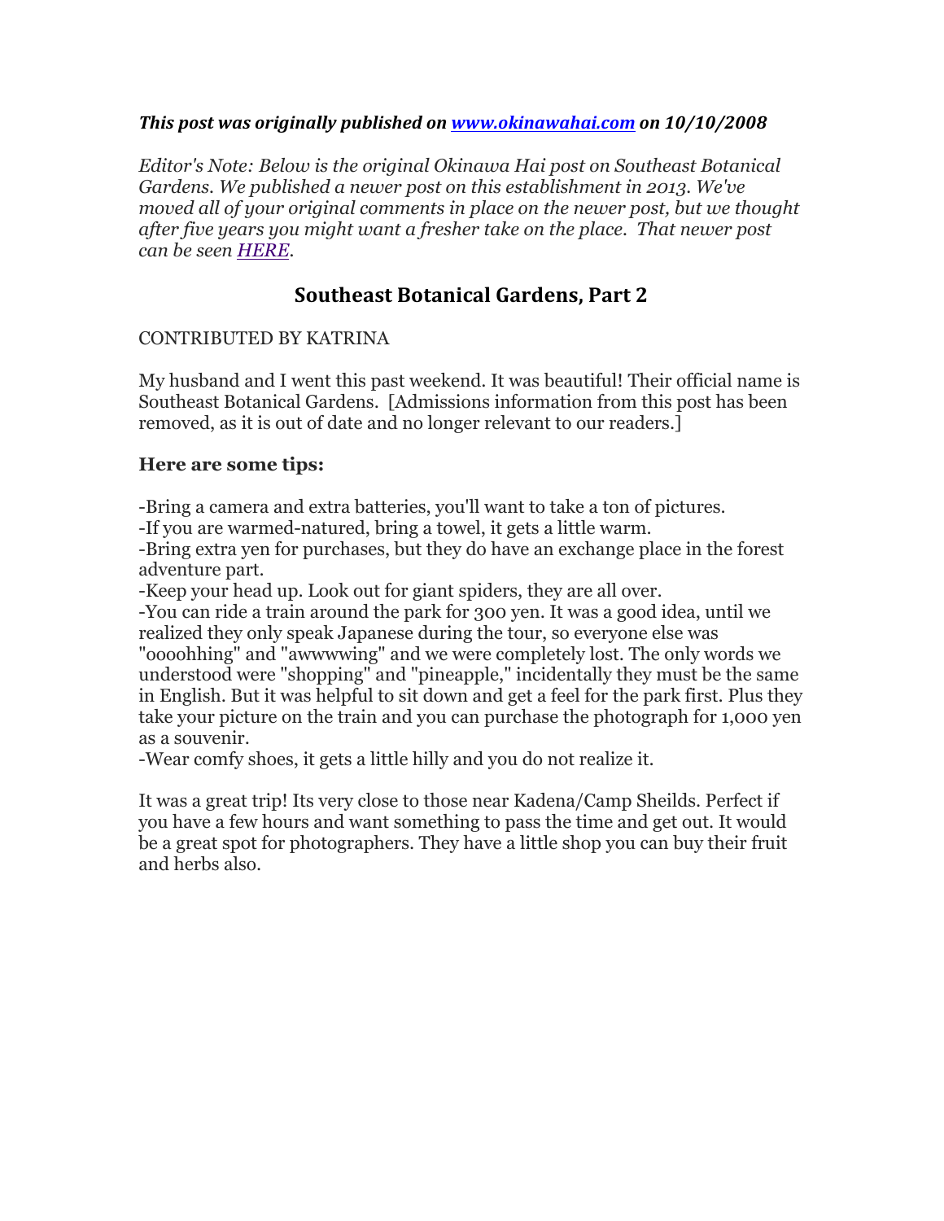***This post was originally published on [www.okinawahai.com](www.okinawahai.com) on 10/10/2008***

*Editor's Note: Below is the original Okinawa Hai post on Southeast Botanical Gardens. We published a newer post on this establishment in 2013. We've moved all of your original comments in place on the newer post, but we thought after five years you might want a fresher take on the place. That newer post can be seen HERE.*

## Southeast Botanical Gardens, Part 2

CONTRIBUTED BY KATRINA

My husband and I went this past weekend. It was beautiful! Their official name is Southeast Botanical Gardens. [Admissions information from this post has been removed, as it is out of date and no longer relevant to our readers.]

### Here are some tips:

-Bring a camera and extra batteries, you'll want to take a ton of pictures.
-If you are warmed-natured, bring a towel, it gets a little warm.
-Bring extra yen for purchases, but they do have an exchange place in the forest adventure part.
-Keep your head up. Look out for giant spiders, they are all over.
-You can ride a train around the park for 300 yen. It was a good idea, until we realized they only speak Japanese during the tour, so everyone else was "oooohhing" and "awwwwing" and we were completely lost. The only words we understood were "shopping" and "pineapple," incidentally they must be the same in English. But it was helpful to sit down and get a feel for the park first. Plus they take your picture on the train and you can purchase the photograph for 1,000 yen as a souvenir.
-Wear comfy shoes, it gets a little hilly and you do not realize it.

It was a great trip! Its very close to those near Kadena/Camp Sheilds. Perfect if you have a few hours and want something to pass the time and get out. It would be a great spot for photographers. They have a little shop you can buy their fruit and herbs also.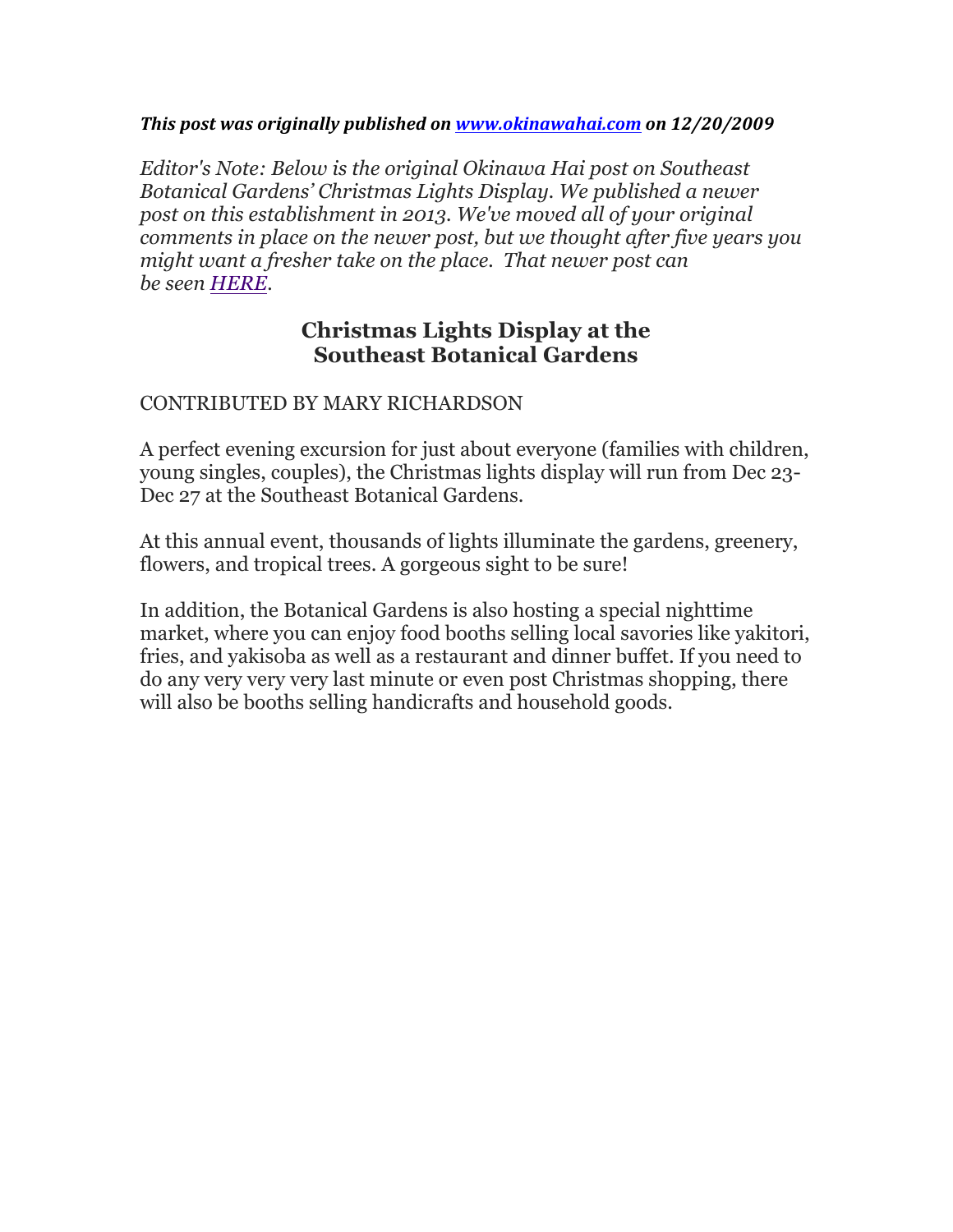***This post was originally published on [www.okinawahai.com](http://www.okinawahai.com) on 12/20/2009***

*Editor's Note: Below is the original Okinawa Hai post on Southeast Botanical Gardens' Christmas Lights Display. We published a newer post on this establishment in 2013. We've moved all of your original comments in place on the newer post, but we thought after five years you might want a fresher take on the place. That newer post can be seen [HERE](#).*

## Christmas Lights Display at the Southeast Botanical Gardens

CONTRIBUTED BY MARY RICHARDSON

A perfect evening excursion for just about everyone (families with children, young singles, couples), the Christmas lights display will run from Dec 23-Dec 27 at the Southeast Botanical Gardens.

At this annual event, thousands of lights illuminate the gardens, greenery, flowers, and tropical trees. A gorgeous sight to be sure!

In addition, the Botanical Gardens is also hosting a special nighttime market, where you can enjoy food booths selling local savories like yakitori, fries, and yakisoba as well as a restaurant and dinner buffet. If you need to do any very very very last minute or even post Christmas shopping, there will also be booths selling handicrafts and household goods.